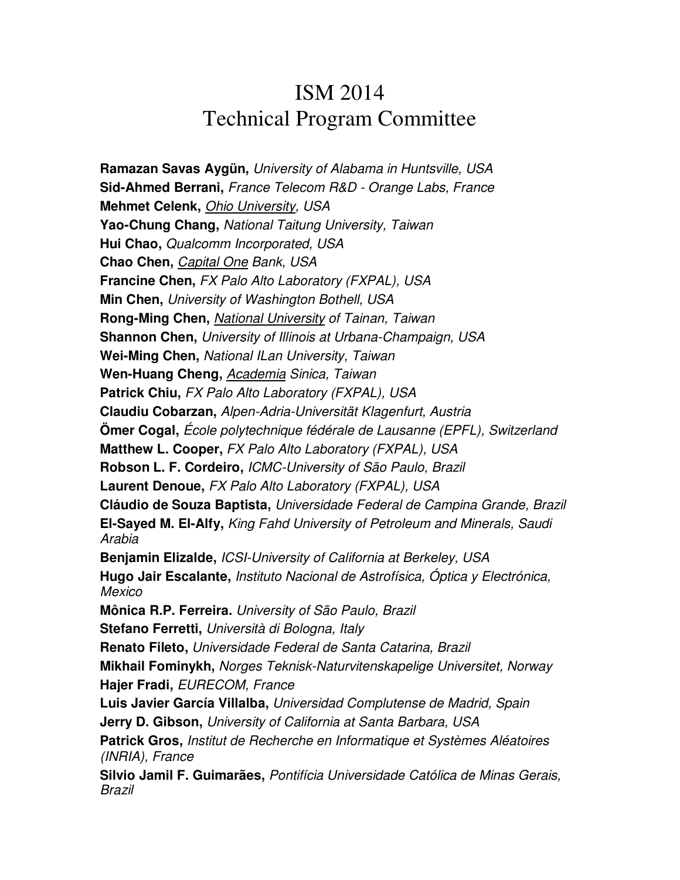# ISM 2014
# Technical Program Committee

**Ramazan Savas Aygün,** *University of Alabama in Huntsville, USA*
**Sid-Ahmed Berrani,** *France Telecom R&D - Orange Labs, France*
**Mehmet Celenk,** *Ohio University, USA*
**Yao-Chung Chang,** *National Taitung University, Taiwan*
**Hui Chao,** *Qualcomm Incorporated, USA*
**Chao Chen,** *Capital One Bank, USA*
**Francine Chen,** *FX Palo Alto Laboratory (FXPAL), USA*
**Min Chen,** *University of Washington Bothell, USA*
**Rong-Ming Chen,** *National University of Tainan, Taiwan*
**Shannon Chen,** *University of Illinois at Urbana-Champaign, USA*
**Wei-Ming Chen,** *National ILan University, Taiwan*
**Wen-Huang Cheng,** *Academia Sinica, Taiwan*
**Patrick Chiu,** *FX Palo Alto Laboratory (FXPAL), USA*
**Claudiu Cobarzan,** *Alpen-Adria-Universität Klagenfurt, Austria*
**Ömer Cogal,** *École polytechnique fédérale de Lausanne (EPFL), Switzerland*
**Matthew L. Cooper,** *FX Palo Alto Laboratory (FXPAL), USA*
**Robson L. F. Cordeiro,** *ICMC-University of São Paulo, Brazil*
**Laurent Denoue,** *FX Palo Alto Laboratory (FXPAL), USA*
**Cláudio de Souza Baptista,** *Universidade Federal de Campina Grande, Brazil*
**El-Sayed M. El-Alfy,** *King Fahd University of Petroleum and Minerals, Saudi Arabia*
**Benjamin Elizalde,** *ICSI-University of California at Berkeley, USA*
**Hugo Jair Escalante,** *Instituto Nacional de Astrofísica, Óptica y Electrónica, Mexico*
**Mônica R.P. Ferreira.** *University of São Paulo, Brazil*
**Stefano Ferretti,** *Università di Bologna, Italy*
**Renato Fileto,** *Universidade Federal de Santa Catarina, Brazil*
**Mikhail Fominykh,** *Norges Teknisk-Naturvitenskapelige Universitet, Norway*
**Hajer Fradi,** *EURECOM, France*
**Luis Javier García Villalba,** *Universidad Complutense de Madrid, Spain*
**Jerry D. Gibson,** *University of California at Santa Barbara, USA*
**Patrick Gros,** *Institut de Recherche en Informatique et Systèmes Aléatoires (INRIA), France*
**Silvio Jamil F. Guimarães,** *Pontifícia Universidade Católica de Minas Gerais, Brazil*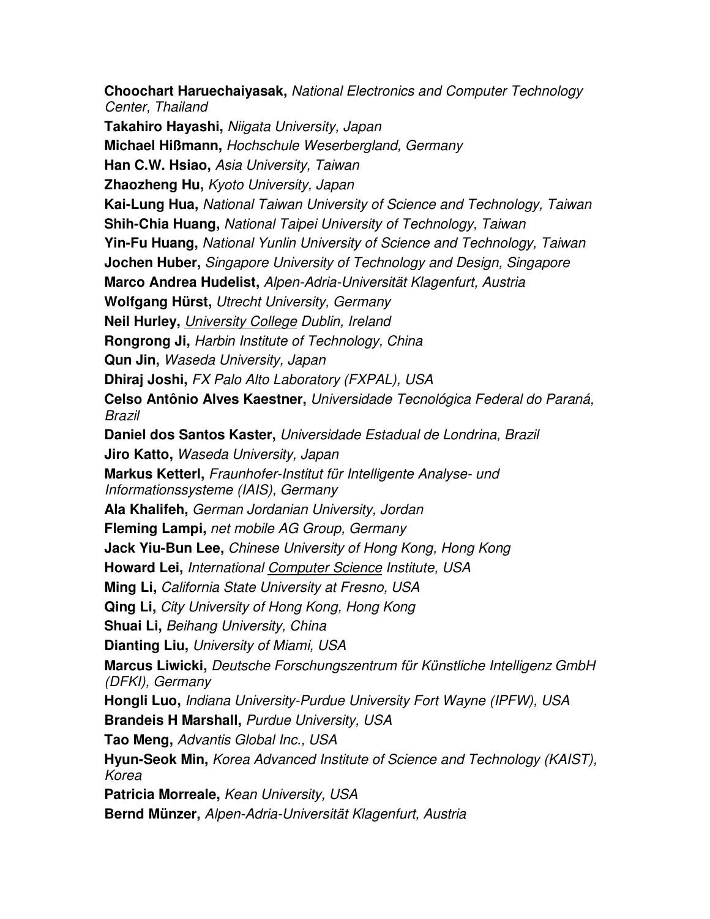**Choochart Haruechaiyasak,** *National Electronics and Computer Technology Center, Thailand*

**Takahiro Hayashi,** *Niigata University, Japan*

**Michael Hißmann,** *Hochschule Weserbergland, Germany*

**Han C.W. Hsiao,** *Asia University, Taiwan*

**Zhaozheng Hu,** *Kyoto University, Japan*

**Kai-Lung Hua,** *National Taiwan University of Science and Technology, Taiwan*

**Shih-Chia Huang,** *National Taipei University of Technology, Taiwan*

**Yin-Fu Huang,** *National Yunlin University of Science and Technology, Taiwan*

**Jochen Huber,** *Singapore University of Technology and Design, Singapore*

**Marco Andrea Hudelist,** *Alpen-Adria-Universität Klagenfurt, Austria*

**Wolfgang Hürst,** *Utrecht University, Germany*

**Neil Hurley,** *University College Dublin, Ireland*

**Rongrong Ji,** *Harbin Institute of Technology, China*

**Qun Jin,** *Waseda University, Japan*

**Dhiraj Joshi,** *FX Palo Alto Laboratory (FXPAL), USA*

**Celso Antônio Alves Kaestner,** *Universidade Tecnológica Federal do Paraná, Brazil*

**Daniel dos Santos Kaster,** *Universidade Estadual de Londrina, Brazil*

**Jiro Katto,** *Waseda University, Japan*

**Markus Ketterl,** *Fraunhofer-Institut für Intelligente Analyse- und Informationssysteme (IAIS), Germany*

**Ala Khalifeh,** *German Jordanian University, Jordan*

**Fleming Lampi,** *net mobile AG Group, Germany*

**Jack Yiu-Bun Lee,** *Chinese University of Hong Kong, Hong Kong*

**Howard Lei,** *International Computer Science Institute, USA*

**Ming Li,** *California State University at Fresno, USA*

**Qing Li,** *City University of Hong Kong, Hong Kong*

**Shuai Li,** *Beihang University, China*

**Dianting Liu,** *University of Miami, USA*

**Marcus Liwicki,** *Deutsche Forschungszentrum für Künstliche Intelligenz GmbH (DFKI), Germany*

**Hongli Luo,** *Indiana University-Purdue University Fort Wayne (IPFW), USA*

**Brandeis H Marshall,** *Purdue University, USA*

**Tao Meng,** *Advantis Global Inc., USA*

**Hyun-Seok Min,** *Korea Advanced Institute of Science and Technology (KAIST), Korea*

**Patricia Morreale,** *Kean University, USA*

**Bernd Münzer,** *Alpen-Adria-Universität Klagenfurt, Austria*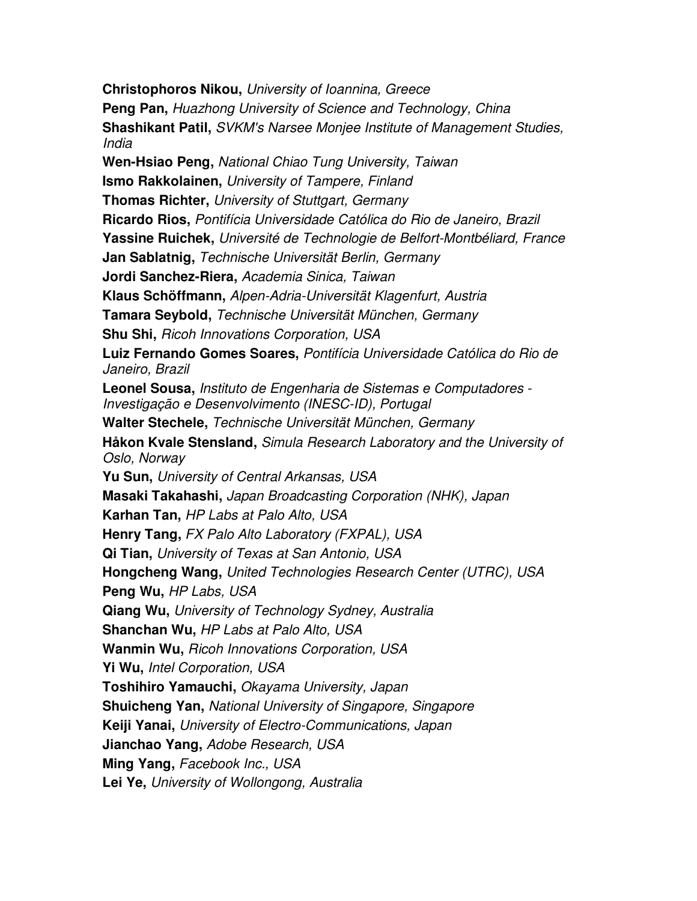**Christophoros Nikou,** *University of Ioannina, Greece*

**Peng Pan,** *Huazhong University of Science and Technology, China*

**Shashikant Patil,** *SVKM's Narsee Monjee Institute of Management Studies, India*

**Wen-Hsiao Peng,** *National Chiao Tung University, Taiwan*

**Ismo Rakkolainen,** *University of Tampere, Finland*

**Thomas Richter,** *University of Stuttgart, Germany*

**Ricardo Rios,** *Pontifícia Universidade Católica do Rio de Janeiro, Brazil*

**Yassine Ruichek,** *Université de Technologie de Belfort-Montbéliard, France*

**Jan Sablatnig,** *Technische Universität Berlin, Germany*

**Jordi Sanchez-Riera,** *Academia Sinica, Taiwan*

**Klaus Schöffmann,** *Alpen-Adria-Universität Klagenfurt, Austria*

**Tamara Seybold,** *Technische Universität München, Germany*

**Shu Shi,** *Ricoh Innovations Corporation, USA*

**Luiz Fernando Gomes Soares,** *Pontifícia Universidade Católica do Rio de Janeiro, Brazil*

**Leonel Sousa,** *Instituto de Engenharia de Sistemas e Computadores - Investigação e Desenvolvimento (INESC-ID), Portugal*

**Walter Stechele,** *Technische Universität München, Germany*

**Håkon Kvale Stensland,** *Simula Research Laboratory and the University of Oslo, Norway*

**Yu Sun,** *University of Central Arkansas, USA*

**Masaki Takahashi,** *Japan Broadcasting Corporation (NHK), Japan*

**Karhan Tan,** *HP Labs at Palo Alto, USA*

**Henry Tang,** *FX Palo Alto Laboratory (FXPAL), USA*

**Qi Tian,** *University of Texas at San Antonio, USA*

**Hongcheng Wang,** *United Technologies Research Center (UTRC), USA*

**Peng Wu,** *HP Labs, USA*

**Qiang Wu,** *University of Technology Sydney, Australia*

**Shanchan Wu,** *HP Labs at Palo Alto, USA*

**Wanmin Wu,** *Ricoh Innovations Corporation, USA*

**Yi Wu,** *Intel Corporation, USA*

**Toshihiro Yamauchi,** *Okayama University, Japan*

**Shuicheng Yan,** *National University of Singapore, Singapore*

**Keiji Yanai,** *University of Electro-Communications, Japan*

**Jianchao Yang,** *Adobe Research, USA*

**Ming Yang,** *Facebook Inc., USA*

**Lei Ye,** *University of Wollongong, Australia*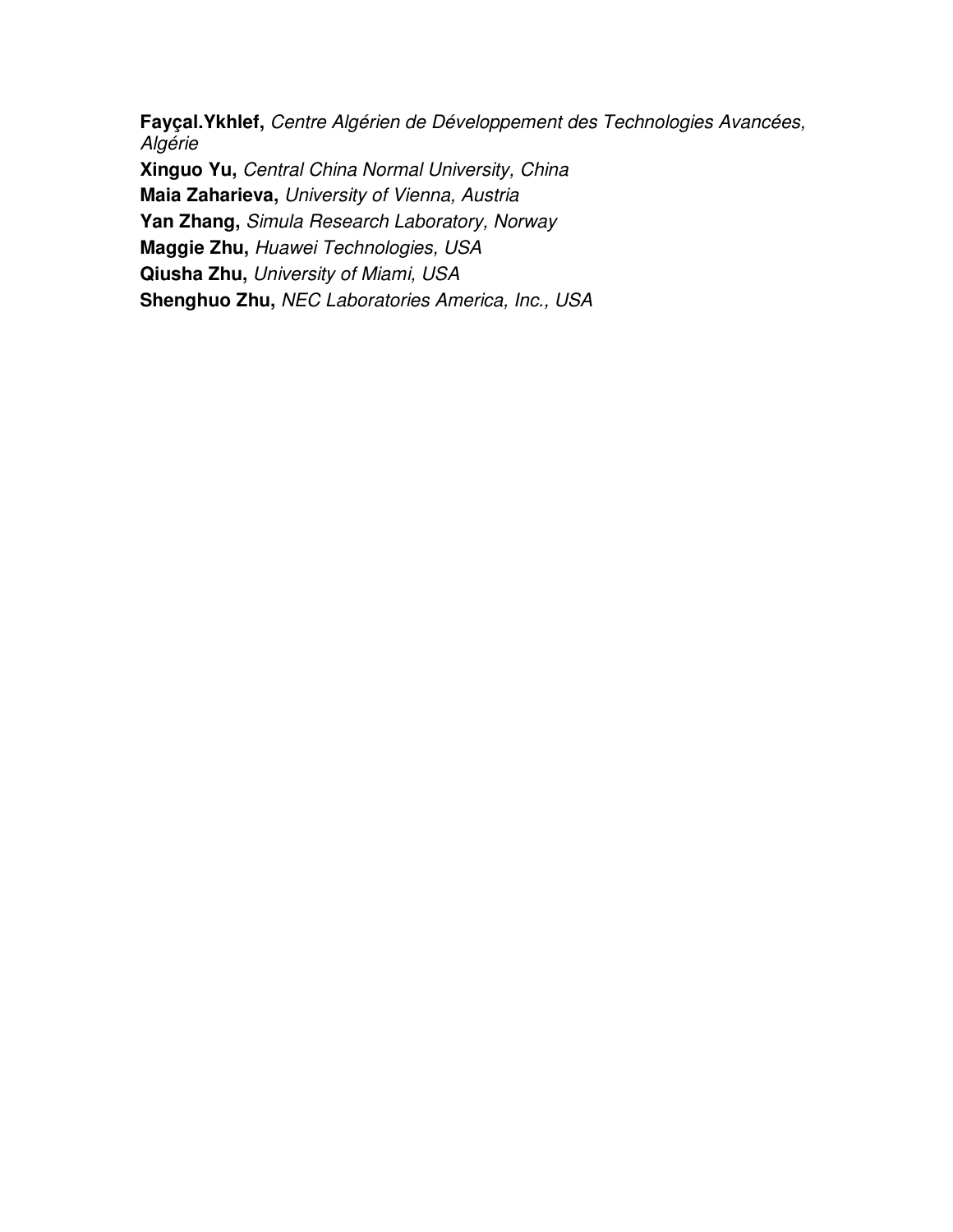**Fayçal.Ykhlef,** *Centre Algérien de Développement des Technologies Avancées, Algérie*

**Xinguo Yu,** *Central China Normal University, China*

**Maia Zaharieva,** *University of Vienna, Austria*

**Yan Zhang,** *Simula Research Laboratory, Norway*

**Maggie Zhu,** *Huawei Technologies, USA*

**Qiusha Zhu,** *University of Miami, USA*

**Shenghuo Zhu,** *NEC Laboratories America, Inc., USA*